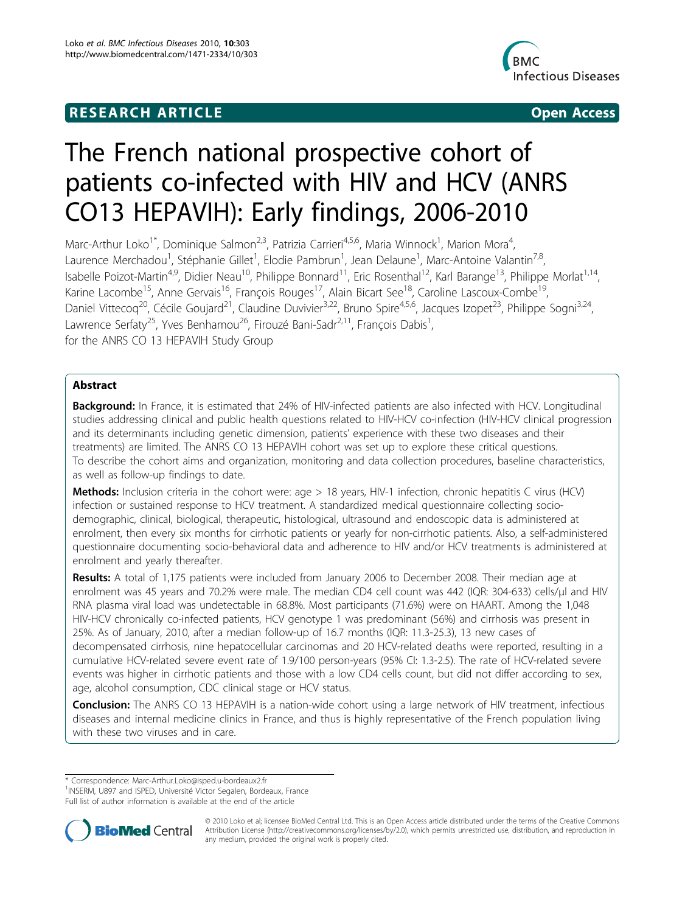# RESEARCH ARTICLE

Open Access

# The French national prospective cohort of patients co-infected with HIV and HCV (ANRS CO13 HEPAVIH): Early findings, 2006-2010

Marc-Arthur Loko[1*], Dominique Salmon[2,3], Patrizia Carrieri[4,5,6], Maria Winnock[1], Marion Mora[4], Laurence Merchadou[1], Stéphanie Gillet[1], Elodie Pambrun[1], Jean Delaune[1], Marc-Antoine Valantin[7,8], Isabelle Poizot-Martin[4,9], Didier Neau[10], Philippe Bonnard[11], Eric Rosenthal[12], Karl Barange[13], Philippe Morlat[1,14], Karine Lacombe[15], Anne Gervais[16], François Rouges[17], Alain Bicart See[18], Caroline Lascoux-Combe[19], Daniel Vittecoq[20], Cécile Goujard[21], Claudine Duvivier[3,22], Bruno Spire[4,5,6], Jacques Izopet[23], Philippe Sogni[3,24], Lawrence Serfaty[25], Yves Benhamou[26], Firouzé Bani-Sadr[2,11], François Dabis[1], for the ANRS CO 13 HEPAVIH Study Group

## Abstract

**Background:** In France, it is estimated that 24% of HIV-infected patients are also infected with HCV. Longitudinal studies addressing clinical and public health questions related to HIV-HCV co-infection (HIV-HCV clinical progression and its determinants including genetic dimension, patients' experience with these two diseases and their treatments) are limited. The ANRS CO 13 HEPAVIH cohort was set up to explore these critical questions. To describe the cohort aims and organization, monitoring and data collection procedures, baseline characteristics, as well as follow-up findings to date.

**Methods:** Inclusion criteria in the cohort were: age > 18 years, HIV-1 infection, chronic hepatitis C virus (HCV) infection or sustained response to HCV treatment. A standardized medical questionnaire collecting socio-demographic, clinical, biological, therapeutic, histological, ultrasound and endoscopic data is administered at enrolment, then every six months for cirrhotic patients or yearly for non-cirrhotic patients. Also, a self-administered questionnaire documenting socio-behavioral data and adherence to HIV and/or HCV treatments is administered at enrolment and yearly thereafter.

**Results:** A total of 1,175 patients were included from January 2006 to December 2008. Their median age at enrolment was 45 years and 70.2% were male. The median CD4 cell count was 442 (IQR: 304-633) cells/µl and HIV RNA plasma viral load was undetectable in 68.8%. Most participants (71.6%) were on HAART. Among the 1,048 HIV-HCV chronically co-infected patients, HCV genotype 1 was predominant (56%) and cirrhosis was present in 25%. As of January, 2010, after a median follow-up of 16.7 months (IQR: 11.3-25.3), 13 new cases of decompensated cirrhosis, nine hepatocellular carcinomas and 20 HCV-related deaths were reported, resulting in a cumulative HCV-related severe event rate of 1.9/100 person-years (95% CI: 1.3-2.5). The rate of HCV-related severe events was higher in cirrhotic patients and those with a low CD4 cells count, but did not differ according to sex, age, alcohol consumption, CDC clinical stage or HCV status.

**Conclusion:** The ANRS CO 13 HEPAVIH is a nation-wide cohort using a large network of HIV treatment, infectious diseases and internal medicine clinics in France, and thus is highly representative of the French population living with these two viruses and in care.

\* Correspondence: Marc-Arthur.Loko@isped.u-bordeaux2.fr
[1]INSERM, U897 and ISPED, Université Victor Segalen, Bordeaux, France
Full list of author information is available at the end of the article

© 2010 Loko et al; licensee BioMed Central Ltd. This is an Open Access article distributed under the terms of the Creative Commons Attribution License (http://creativecommons.org/licenses/by/2.0), which permits unrestricted use, distribution, and reproduction in any medium, provided the original work is properly cited.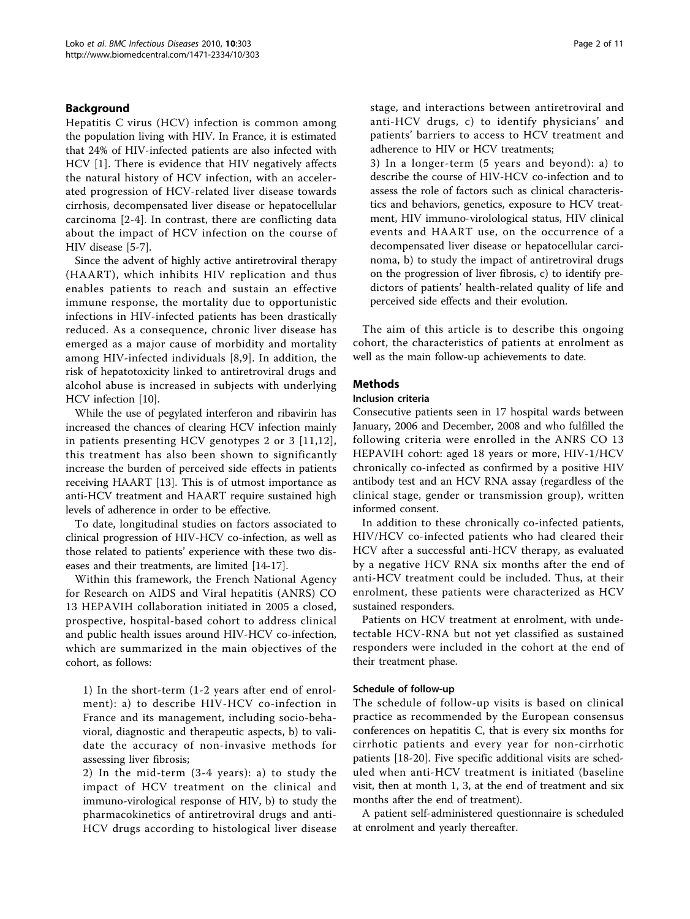## Background

Hepatitis C virus (HCV) infection is common among the population living with HIV. In France, it is estimated that 24% of HIV-infected patients are also infected with HCV [1]. There is evidence that HIV negatively affects the natural history of HCV infection, with an accelerated progression of HCV-related liver disease towards cirrhosis, decompensated liver disease or hepatocellular carcinoma [2-4]. In contrast, there are conflicting data about the impact of HCV infection on the course of HIV disease [5-7].

Since the advent of highly active antiretroviral therapy (HAART), which inhibits HIV replication and thus enables patients to reach and sustain an effective immune response, the mortality due to opportunistic infections in HIV-infected patients has been drastically reduced. As a consequence, chronic liver disease has emerged as a major cause of morbidity and mortality among HIV-infected individuals [8,9]. In addition, the risk of hepatotoxicity linked to antiretroviral drugs and alcohol abuse is increased in subjects with underlying HCV infection [10].

While the use of pegylated interferon and ribavirin has increased the chances of clearing HCV infection mainly in patients presenting HCV genotypes 2 or 3 [11,12], this treatment has also been shown to significantly increase the burden of perceived side effects in patients receiving HAART [13]. This is of utmost importance as anti-HCV treatment and HAART require sustained high levels of adherence in order to be effective.

To date, longitudinal studies on factors associated to clinical progression of HIV-HCV co-infection, as well as those related to patients' experience with these two diseases and their treatments, are limited [14-17].

Within this framework, the French National Agency for Research on AIDS and Viral hepatitis (ANRS) CO 13 HEPAVIH collaboration initiated in 2005 a closed, prospective, hospital-based cohort to address clinical and public health issues around HIV-HCV co-infection, which are summarized in the main objectives of the cohort, as follows:

1) In the short-term (1-2 years after end of enrolment): a) to describe HIV-HCV co-infection in France and its management, including socio-behavioral, diagnostic and therapeutic aspects, b) to validate the accuracy of non-invasive methods for assessing liver fibrosis;

2) In the mid-term (3-4 years): a) to study the impact of HCV treatment on the clinical and immuno-virological response of HIV, b) to study the pharmacokinetics of antiretroviral drugs and anti-HCV drugs according to histological liver disease stage, and interactions between antiretroviral and anti-HCV drugs, c) to identify physicians' and patients' barriers to access to HCV treatment and adherence to HIV or HCV treatments;

3) In a longer-term (5 years and beyond): a) to describe the course of HIV-HCV co-infection and to assess the role of factors such as clinical characteristics and behaviors, genetics, exposure to HCV treatment, HIV immuno-virolological status, HIV clinical events and HAART use, on the occurrence of a decompensated liver disease or hepatocellular carcinoma, b) to study the impact of antiretroviral drugs on the progression of liver fibrosis, c) to identify predictors of patients' health-related quality of life and perceived side effects and their evolution.

The aim of this article is to describe this ongoing cohort, the characteristics of patients at enrolment as well as the main follow-up achievements to date.

## Methods

### Inclusion criteria

Consecutive patients seen in 17 hospital wards between January, 2006 and December, 2008 and who fulfilled the following criteria were enrolled in the ANRS CO 13 HEPAVIH cohort: aged 18 years or more, HIV-1/HCV chronically co-infected as confirmed by a positive HIV antibody test and an HCV RNA assay (regardless of the clinical stage, gender or transmission group), written informed consent.

In addition to these chronically co-infected patients, HIV/HCV co-infected patients who had cleared their HCV after a successful anti-HCV therapy, as evaluated by a negative HCV RNA six months after the end of anti-HCV treatment could be included. Thus, at their enrolment, these patients were characterized as HCV sustained responders.

Patients on HCV treatment at enrolment, with undetectable HCV-RNA but not yet classified as sustained responders were included in the cohort at the end of their treatment phase.

### Schedule of follow-up

The schedule of follow-up visits is based on clinical practice as recommended by the European consensus conferences on hepatitis C, that is every six months for cirrhotic patients and every year for non-cirrhotic patients [18-20]. Five specific additional visits are scheduled when anti-HCV treatment is initiated (baseline visit, then at month 1, 3, at the end of treatment and six months after the end of treatment).

A patient self-administered questionnaire is scheduled at enrolment and yearly thereafter.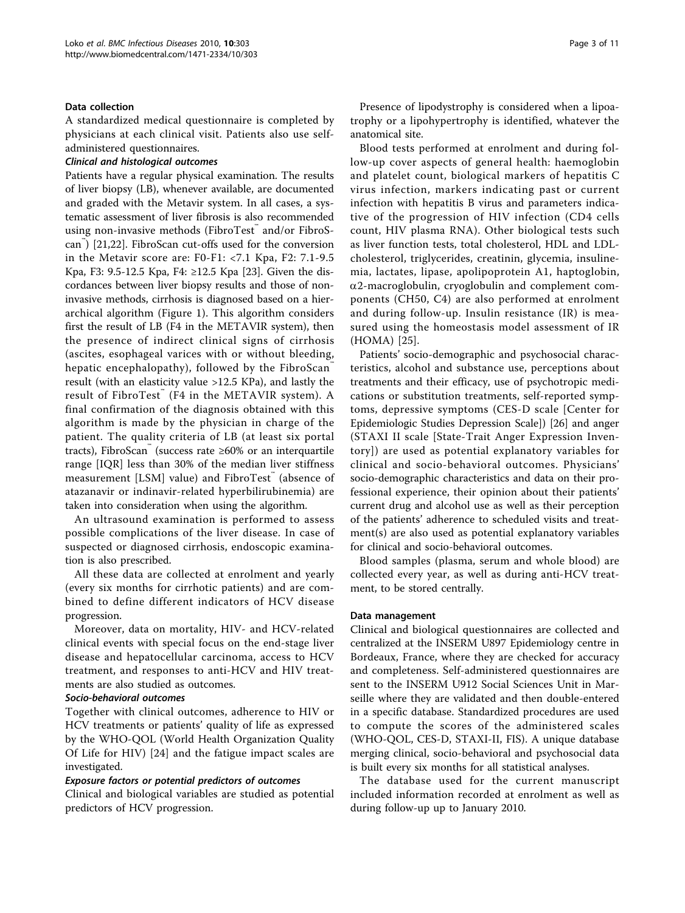### Data collection

A standardized medical questionnaire is completed by physicians at each clinical visit. Patients also use self-administered questionnaires.

#### *Clinical and histological outcomes*

Patients have a regular physical examination. The results of liver biopsy (LB), whenever available, are documented and graded with the Metavir system. In all cases, a systematic assessment of liver fibrosis is also recommended using non-invasive methods (FibroTest™ and/or FibroScan™) [21,22]. FibroScan cut-offs used for the conversion in the Metavir score are: F0-F1: <7.1 Kpa, F2: 7.1-9.5 Kpa, F3: 9.5-12.5 Kpa, F4: ≥12.5 Kpa [23]. Given the discordances between liver biopsy results and those of non-invasive methods, cirrhosis is diagnosed based on a hierarchical algorithm (Figure 1). This algorithm considers first the result of LB (F4 in the METAVIR system), then the presence of indirect clinical signs of cirrhosis (ascites, esophageal varices with or without bleeding, hepatic encephalopathy), followed by the FibroScan™ result (with an elasticity value >12.5 KPa), and lastly the result of FibroTest™ (F4 in the METAVIR system). A final confirmation of the diagnosis obtained with this algorithm is made by the physician in charge of the patient. The quality criteria of LB (at least six portal tracts), FibroScan™ (success rate ≥60% or an interquartile range [IQR] less than 30% of the median liver stiffness measurement [LSM] value) and FibroTest™ (absence of atazanavir or indinavir-related hyperbilirubinemia) are taken into consideration when using the algorithm.

An ultrasound examination is performed to assess possible complications of the liver disease. In case of suspected or diagnosed cirrhosis, endoscopic examination is also prescribed.

All these data are collected at enrolment and yearly (every six months for cirrhotic patients) and are combined to define different indicators of HCV disease progression.

Moreover, data on mortality, HIV- and HCV-related clinical events with special focus on the end-stage liver disease and hepatocellular carcinoma, access to HCV treatment, and responses to anti-HCV and HIV treatments are also studied as outcomes.

#### *Socio-behavioral outcomes*

Together with clinical outcomes, adherence to HIV or HCV treatments or patients' quality of life as expressed by the WHO-QOL (World Health Organization Quality Of Life for HIV) [24] and the fatigue impact scales are investigated.

#### *Exposure factors or potential predictors of outcomes*

Clinical and biological variables are studied as potential predictors of HCV progression.

Presence of lipodystrophy is considered when a lipoatrophy or a lipohypertrophy is identified, whatever the anatomical site.

Blood tests performed at enrolment and during follow-up cover aspects of general health: haemoglobin and platelet count, biological markers of hepatitis C virus infection, markers indicating past or current infection with hepatitis B virus and parameters indicative of the progression of HIV infection (CD4 cells count, HIV plasma RNA). Other biological tests such as liver function tests, total cholesterol, HDL and LDL-cholesterol, triglycerides, creatinin, glycemia, insulinemia, lactates, lipase, apolipoprotein A1, haptoglobin, $\alpha$2-macroglobulin, cryoglobulin and complement components (CH50, C4) are also performed at enrolment and during follow-up. Insulin resistance (IR) is measured using the homeostasis model assessment of IR (HOMA) [25].

Patients' socio-demographic and psychosocial characteristics, alcohol and substance use, perceptions about treatments and their efficacy, use of psychotropic medications or substitution treatments, self-reported symptoms, depressive symptoms (CES-D scale [Center for Epidemiologic Studies Depression Scale]) [26] and anger (STAXI II scale [State-Trait Anger Expression Inventory]) are used as potential explanatory variables for clinical and socio-behavioral outcomes. Physicians' socio-demographic characteristics and data on their professional experience, their opinion about their patients' current drug and alcohol use as well as their perception of the patients' adherence to scheduled visits and treatment(s) are also used as potential explanatory variables for clinical and socio-behavioral outcomes.

Blood samples (plasma, serum and whole blood) are collected every year, as well as during anti-HCV treatment, to be stored centrally.

### Data management

Clinical and biological questionnaires are collected and centralized at the INSERM U897 Epidemiology centre in Bordeaux, France, where they are checked for accuracy and completeness. Self-administered questionnaires are sent to the INSERM U912 Social Sciences Unit in Marseille where they are validated and then double-entered in a specific database. Standardized procedures are used to compute the scores of the administered scales (WHO-QOL, CES-D, STAXI-II, FIS). A unique database merging clinical, socio-behavioral and psychosocial data is built every six months for all statistical analyses.

The database used for the current manuscript included information recorded at enrolment as well as during follow-up up to January 2010.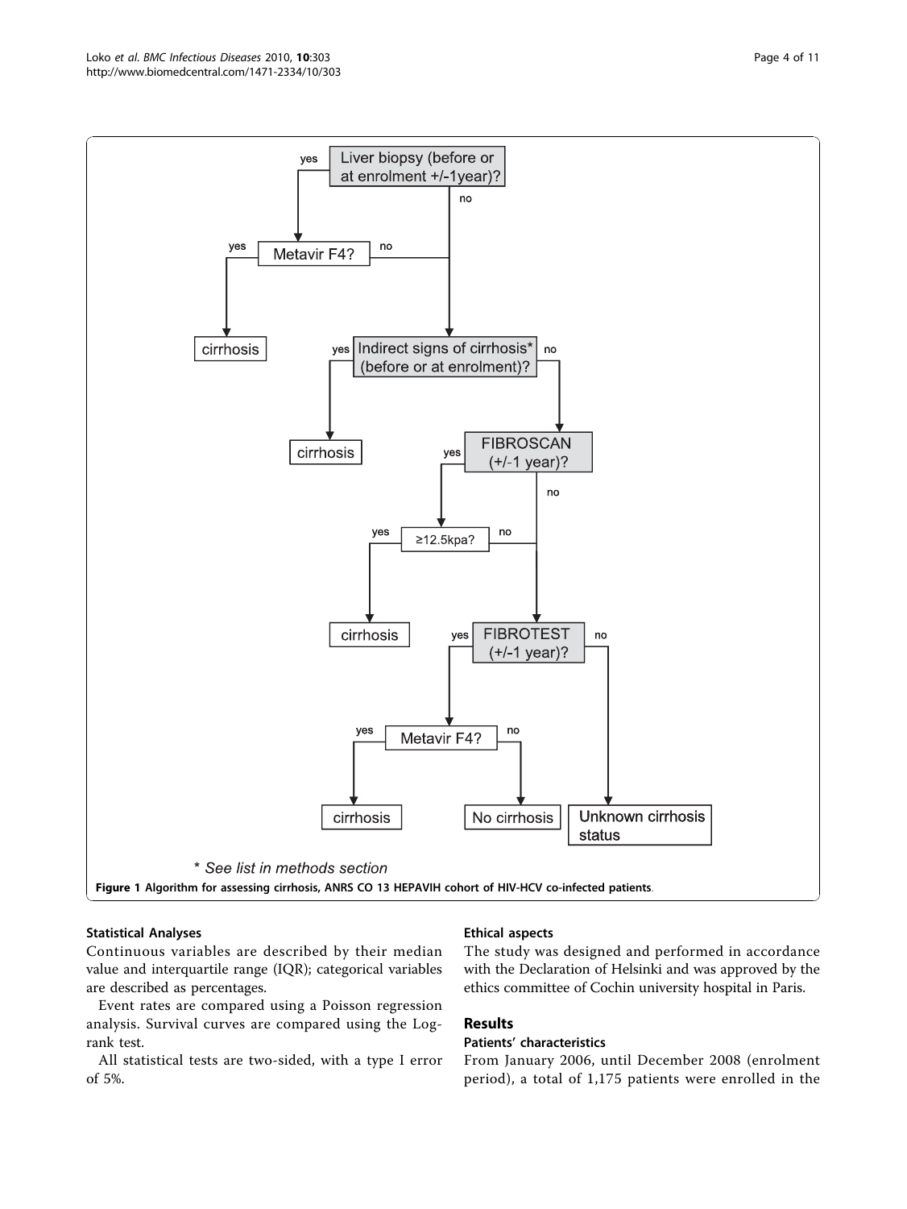**Figure 1 Algorithm for assessing cirrhosis, ANRS CO 13 HEPAVIH cohort of HIV-HCV co-infected patients.**

### Statistical Analyses

Continuous variables are described by their median value and interquartile range (IQR); categorical variables are described as percentages.

Event rates are compared using a Poisson regression analysis. Survival curves are compared using the Log-rank test.

All statistical tests are two-sided, with a type I error of 5%.

### Ethical aspects

The study was designed and performed in accordance with the Declaration of Helsinki and was approved by the ethics committee of Cochin university hospital in Paris.

## Results

### Patients' characteristics

From January 2006, until December 2008 (enrolment period), a total of 1,175 patients were enrolled in the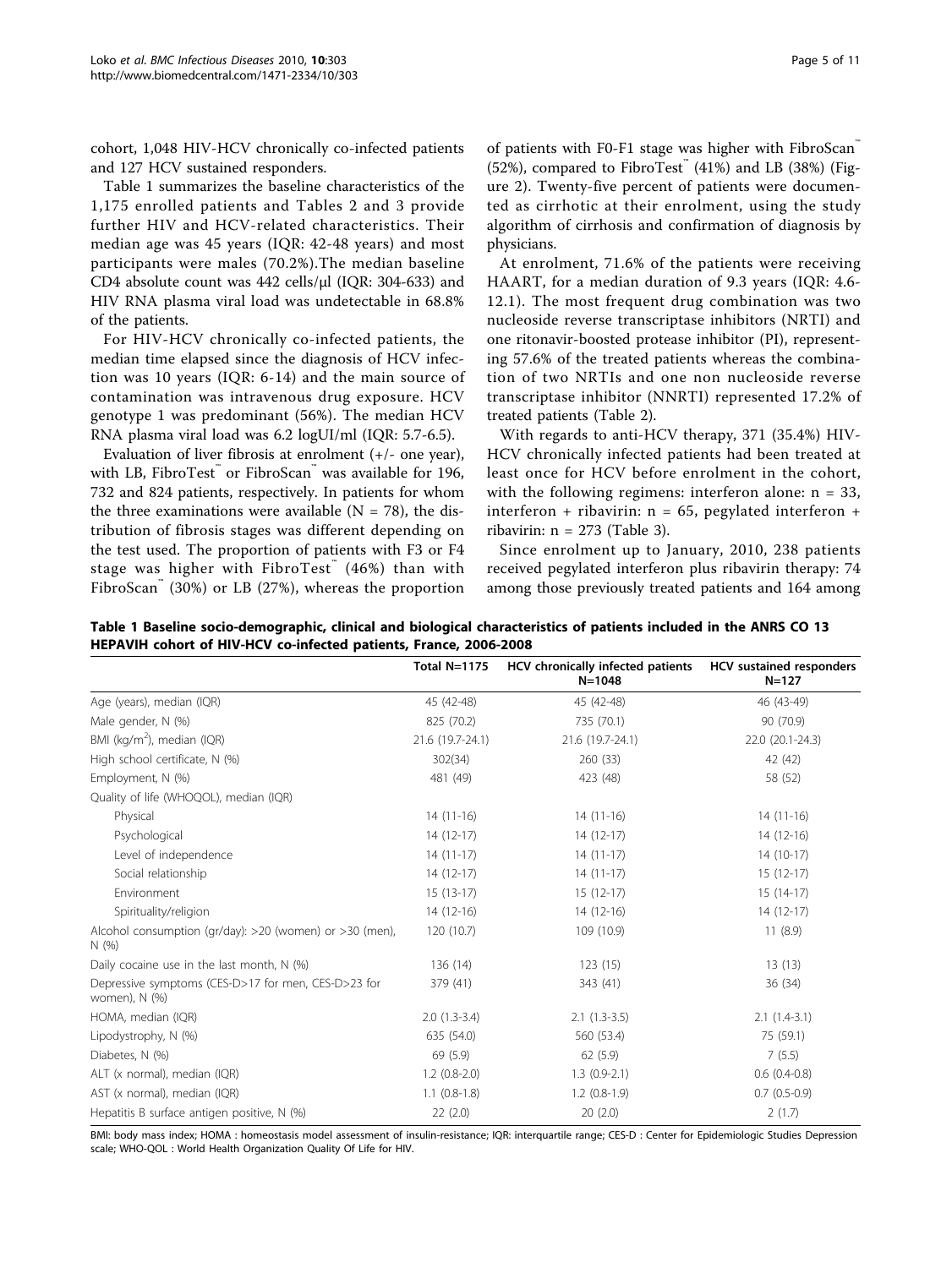cohort, 1,048 HIV-HCV chronically co-infected patients and 127 HCV sustained responders.

Table 1 summarizes the baseline characteristics of the 1,175 enrolled patients and Tables 2 and 3 provide further HIV and HCV-related characteristics. Their median age was 45 years (IQR: 42-48 years) and most participants were males (70.2%).The median baseline CD4 absolute count was 442 cells/μl (IQR: 304-633) and HIV RNA plasma viral load was undetectable in 68.8% of the patients.

For HIV-HCV chronically co-infected patients, the median time elapsed since the diagnosis of HCV infection was 10 years (IQR: 6-14) and the main source of contamination was intravenous drug exposure. HCV genotype 1 was predominant (56%). The median HCV RNA plasma viral load was 6.2 logUI/ml (IQR: 5.7-6.5).

Evaluation of liver fibrosis at enrolment (+/- one year), with LB, FibroTest™ or FibroScan™ was available for 196, 732 and 824 patients, respectively. In patients for whom the three examinations were available (N = 78), the distribution of fibrosis stages was different depending on the test used. The proportion of patients with F3 or F4 stage was higher with FibroTest™ (46%) than with FibroScan™ (30%) or LB (27%), whereas the proportion of patients with F0-F1 stage was higher with FibroScan™ (52%), compared to FibroTest™ (41%) and LB (38%) (Figure 2). Twenty-five percent of patients were documented as cirrhotic at their enrolment, using the study algorithm of cirrhosis and confirmation of diagnosis by physicians.

At enrolment, 71.6% of the patients were receiving HAART, for a median duration of 9.3 years (IQR: 4.6-12.1). The most frequent drug combination was two nucleoside reverse transcriptase inhibitors (NRTI) and one ritonavir-boosted protease inhibitor (PI), representing 57.6% of the treated patients whereas the combination of two NRTIs and one non nucleoside reverse transcriptase inhibitor (NNRTI) represented 17.2% of treated patients (Table 2).

With regards to anti-HCV therapy, 371 (35.4%) HIV-HCV chronically infected patients had been treated at least once for HCV before enrolment in the cohort, with the following regimens: interferon alone: n = 33, interferon + ribavirin: n = 65, pegylated interferon + ribavirin: n = 273 (Table 3).

Since enrolment up to January, 2010, 238 patients received pegylated interferon plus ribavirin therapy: 74 among those previously treated patients and 164 among

**Table 1 Baseline socio-demographic, clinical and biological characteristics of patients included in the ANRS CO 13 HEPAVIH cohort of HIV-HCV co-infected patients, France, 2006-2008**

| | Total N=1175 | HCV chronically infected patients N=1048 | HCV sustained responders N=127 |
|---|---|---|---|
| Age (years), median (IQR) | 45 (42-48) | 45 (42-48) | 46 (43-49) |
| Male gender, N (%) | 825 (70.2) | 735 (70.1) | 90 (70.9) |
| BMI (kg/m$^2$), median (IQR) | 21.6 (19.7-24.1) | 21.6 (19.7-24.1) | 22.0 (20.1-24.3) |
| High school certificate, N (%) | 302(34) | 260 (33) | 42 (42) |
| Employment, N (%) | 481 (49) | 423 (48) | 58 (52) |
| Quality of life (WHOQOL), median (IQR) | | | |
| Physical | 14 (11-16) | 14 (11-16) | 14 (11-16) |
| Psychological | 14 (12-17) | 14 (12-17) | 14 (12-16) |
| Level of independence | 14 (11-17) | 14 (11-17) | 14 (10-17) |
| Social relationship | 14 (12-17) | 14 (11-17) | 15 (12-17) |
| Environment | 15 (13-17) | 15 (12-17) | 15 (14-17) |
| Spirituality/religion | 14 (12-16) | 14 (12-16) | 14 (12-17) |
| Alcohol consumption (gr/day): >20 (women) or >30 (men), N (%) | 120 (10.7) | 109 (10.9) | 11 (8.9) |
| Daily cocaine use in the last month, N (%) | 136 (14) | 123 (15) | 13 (13) |
| Depressive symptoms (CES-D>17 for men, CES-D>23 for women), N (%) | 379 (41) | 343 (41) | 36 (34) |
| HOMA, median (IQR) | 2.0 (1.3-3.4) | 2.1 (1.3-3.5) | 2.1 (1.4-3.1) |
| Lipodystrophy, N (%) | 635 (54.0) | 560 (53.4) | 75 (59.1) |
| Diabetes, N (%) | 69 (5.9) | 62 (5.9) | 7 (5.5) |
| ALT (x normal), median (IQR) | 1.2 (0.8-2.0) | 1.3 (0.9-2.1) | 0.6 (0.4-0.8) |
| AST (x normal), median (IQR) | 1.1 (0.8-1.8) | 1.2 (0.8-1.9) | 0.7 (0.5-0.9) |
| Hepatitis B surface antigen positive, N (%) | 22 (2.0) | 20 (2.0) | 2 (1.7) |

BMI: body mass index; HOMA : homeostasis model assessment of insulin-resistance; IQR: interquartile range; CES-D : Center for Epidemiologic Studies Depression scale; WHO-QOL : World Health Organization Quality Of Life for HIV.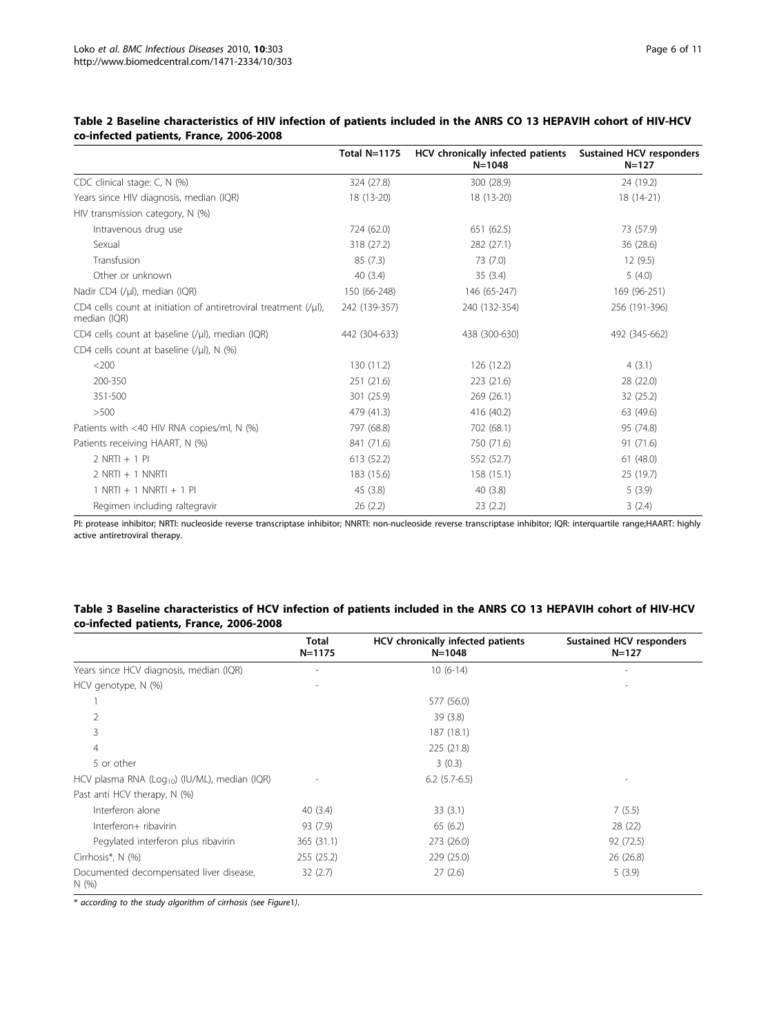**Table 2 Baseline characteristics of HIV infection of patients included in the ANRS CO 13 HEPAVIH cohort of HIV-HCV co-infected patients, France, 2006-2008**

| | Total N=1175 | HCV chronically infected patients N=1048 | Sustained HCV responders N=127 |
|---|---|---|---|
| CDC clinical stage: C, N (%) | 324 (27.8) | 300 (28.9) | 24 (19.2) |
| Years since HIV diagnosis, median (IQR) | 18 (13-20) | 18 (13-20) | 18 (14-21) |
| HIV transmission category, N (%) | | | |
| Intravenous drug use | 724 (62.0) | 651 (62.5) | 73 (57.9) |
| Sexual | 318 (27.2) | 282 (27.1) | 36 (28.6) |
| Transfusion | 85 (7.3) | 73 (7.0) | 12 (9.5) |
| Other or unknown | 40 (3.4) | 35 (3.4) | 5 (4.0) |
| Nadir CD4 (/µl), median (IQR) | 150 (66-248) | 146 (65-247) | 169 (96-251) |
| CD4 cells count at initiation of antiretroviral treatment (/µl), median (IQR) | 242 (139-357) | 240 (132-354) | 256 (191-396) |
| CD4 cells count at baseline (/µl), median (IQR) | 442 (304-633) | 438 (300-630) | 492 (345-662) |
| CD4 cells count at baseline (/µl), N (%) | | | |
| <200 | 130 (11.2) | 126 (12.2) | 4 (3.1) |
| 200-350 | 251 (21.6) | 223 (21.6) | 28 (22.0) |
| 351-500 | 301 (25.9) | 269 (26.1) | 32 (25.2) |
| >500 | 479 (41.3) | 416 (40.2) | 63 (49.6) |
| Patients with <40 HIV RNA copies/ml, N (%) | 797 (68.8) | 702 (68.1) | 95 (74.8) |
| Patients receiving HAART, N (%) | 841 (71.6) | 750 (71.6) | 91 (71.6) |
| 2 NRTI + 1 PI | 613 (52.2) | 552 (52.7) | 61 (48.0) |
| 2 NRTI + 1 NNRTI | 183 (15.6) | 158 (15.1) | 25 (19.7) |
| 1 NRTI + 1 NNRTI + 1 PI | 45 (3.8) | 40 (3.8) | 5 (3.9) |
| Regimen including raltegravir | 26 (2.2) | 23 (2.2) | 3 (2.4) |

PI: protease inhibitor; NRTI: nucleoside reverse transcriptase inhibitor; NNRTI: non-nucleoside reverse transcriptase inhibitor; IQR: interquartile range;HAART: highly active antiretroviral therapy.

**Table 3 Baseline characteristics of HCV infection of patients included in the ANRS CO 13 HEPAVIH cohort of HIV-HCV co-infected patients, France, 2006-2008**

| | Total N=1175 | HCV chronically infected patients N=1048 | Sustained HCV responders N=127 |
|---|---|---|---|
| Years since HCV diagnosis, median (IQR) | - | 10 (6-14) | - |
| HCV genotype, N (%) | - | | - |
| 1 | | 577 (56.0) | |
| 2 | | 39 (3.8) | |
| 3 | | 187 (18.1) | |
| 4 | | 225 (21.8) | |
| 5 or other | | 3 (0.3) | |
| HCV plasma RNA ($Log_{10}$) (IU/ML), median (IQR) | - | 6.2 (5.7-6.5) | - |
| Past anti HCV therapy, N (%) | | | |
| Interferon alone | 40 (3.4) | 33 (3.1) | 7 (5.5) |
| Interferon+ ribavirin | 93 (7.9) | 65 (6.2) | 28 (22) |
| Pegylated interferon plus ribavirin | 365 (31.1) | 273 (26.0) | 92 (72.5) |
| Cirrhosis*, N (%) | 255 (25.2) | 229 (25.0) | 26 (26.8) |
| Documented decompensated liver disease, N (%) | 32 (2.7) | 27 (2.6) | 5 (3.9) |

\* *according to the study algorithm of cirrhosis (see Figure1).*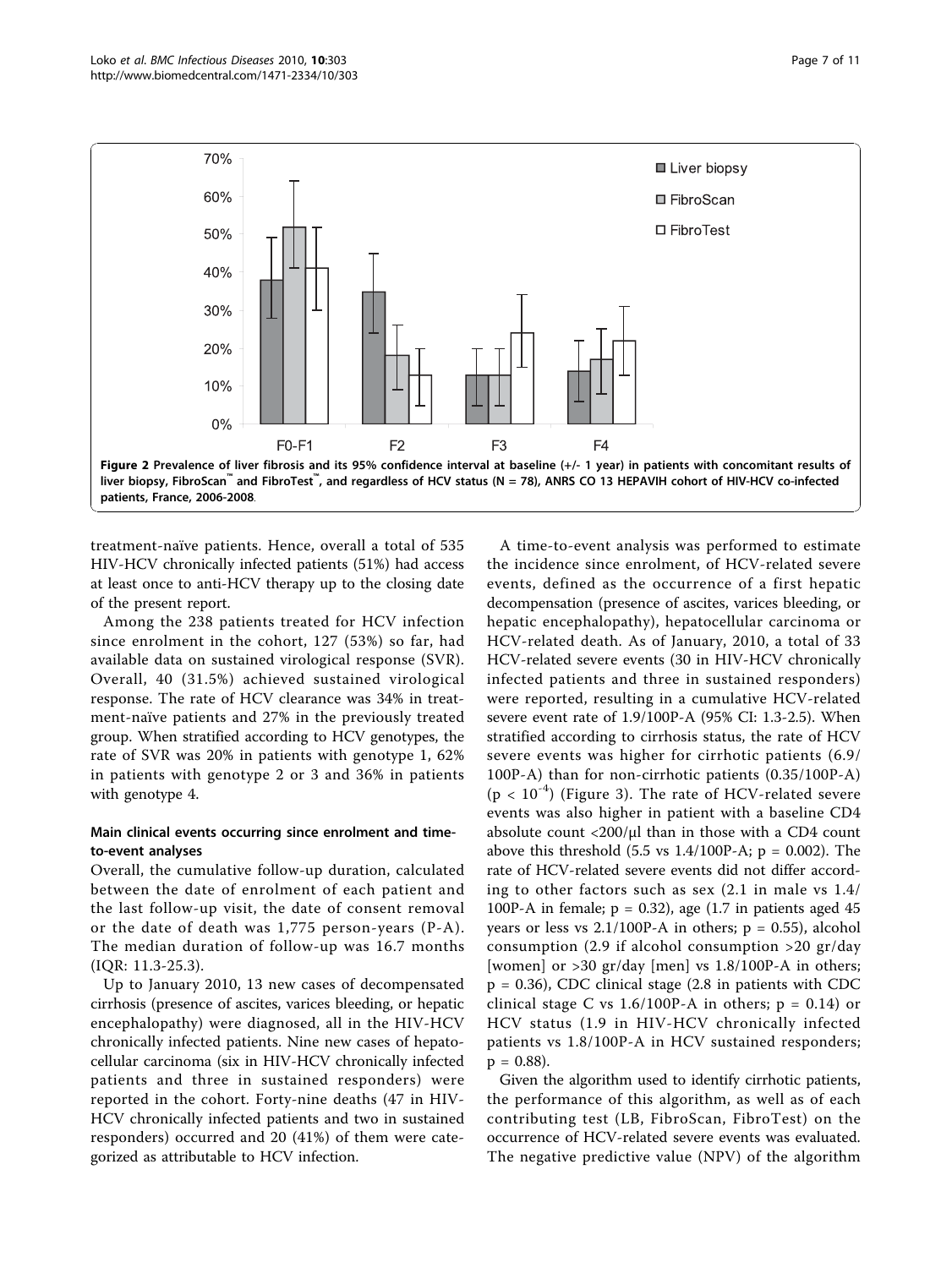Figure 2 Prevalence of liver fibrosis and its 95% confidence interval at baseline (+/- 1 year) in patients with concomitant results of liver biopsy, FibroScan™ and FibroTest™, and regardless of HCV status (N = 78), ANRS CO 13 HEPAVIH cohort of HIV-HCV co-infected patients, France, 2006-2008.

treatment-naïve patients. Hence, overall a total of 535 HIV-HCV chronically infected patients (51%) had access at least once to anti-HCV therapy up to the closing date of the present report.

Among the 238 patients treated for HCV infection since enrolment in the cohort, 127 (53%) so far, had available data on sustained virological response (SVR). Overall, 40 (31.5%) achieved sustained virological response. The rate of HCV clearance was 34% in treatment-naïve patients and 27% in the previously treated group. When stratified according to HCV genotypes, the rate of SVR was 20% in patients with genotype 1, 62% in patients with genotype 2 or 3 and 36% in patients with genotype 4.

### Main clinical events occurring since enrolment and time-to-event analyses

Overall, the cumulative follow-up duration, calculated between the date of enrolment of each patient and the last follow-up visit, the date of consent removal or the date of death was 1,775 person-years (P-A). The median duration of follow-up was 16.7 months (IQR: 11.3-25.3).

Up to January 2010, 13 new cases of decompensated cirrhosis (presence of ascites, varices bleeding, or hepatic encephalopathy) were diagnosed, all in the HIV-HCV chronically infected patients. Nine new cases of hepatocellular carcinoma (six in HIV-HCV chronically infected patients and three in sustained responders) were reported in the cohort. Forty-nine deaths (47 in HIV-HCV chronically infected patients and two in sustained responders) occurred and 20 (41%) of them were categorized as attributable to HCV infection.

A time-to-event analysis was performed to estimate the incidence since enrolment, of HCV-related severe events, defined as the occurrence of a first hepatic decompensation (presence of ascites, varices bleeding, or hepatic encephalopathy), hepatocellular carcinoma or HCV-related death. As of January, 2010, a total of 33 HCV-related severe events (30 in HIV-HCV chronically infected patients and three in sustained responders) were reported, resulting in a cumulative HCV-related severe event rate of 1.9/100P-A (95% CI: 1.3-2.5). When stratified according to cirrhosis status, the rate of HCV severe events was higher for cirrhotic patients (6.9/100P-A) than for non-cirrhotic patients (0.35/100P-A) ($p < 10^{-4}$) (Figure 3). The rate of HCV-related severe events was also higher in patient with a baseline CD4 absolute count <200/µl than in those with a CD4 count above this threshold (5.5 vs 1.4/100P-A; p = 0.002). The rate of HCV-related severe events did not differ according to other factors such as sex (2.1 in male vs 1.4/100P-A in female; p = 0.32), age (1.7 in patients aged 45 years or less vs 2.1/100P-A in others; p = 0.55), alcohol consumption (2.9 if alcohol consumption >20 gr/day [women] or >30 gr/day [men] vs 1.8/100P-A in others; p = 0.36), CDC clinical stage (2.8 in patients with CDC clinical stage C vs 1.6/100P-A in others; p = 0.14) or HCV status (1.9 in HIV-HCV chronically infected patients vs 1.8/100P-A in HCV sustained responders; p = 0.88).

Given the algorithm used to identify cirrhotic patients, the performance of this algorithm, as well as of each contributing test (LB, FibroScan, FibroTest) on the occurrence of HCV-related severe events was evaluated. The negative predictive value (NPV) of the algorithm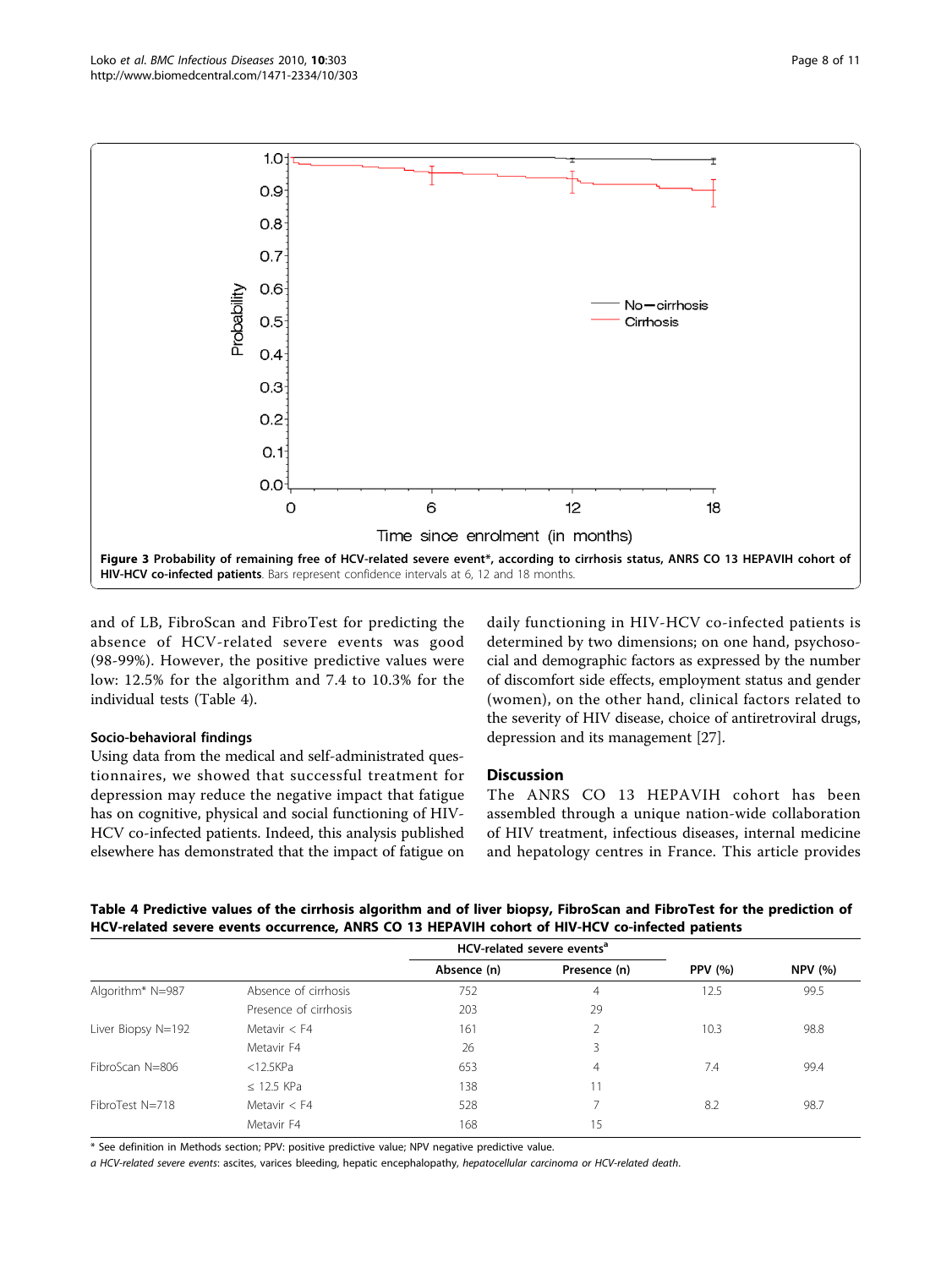Figure 3 **Probability of remaining free of HCV-related severe event*, according to cirrhosis status, ANRS CO 13 HEPAVIH cohort of HIV-HCV co-infected patients**. Bars represent confidence intervals at 6, 12 and 18 months.

and of LB, FibroScan and FibroTest for predicting the absence of HCV-related severe events was good (98-99%). However, the positive predictive values were low: 12.5% for the algorithm and 7.4 to 10.3% for the individual tests (Table 4).

### Socio-behavioral findings

Using data from the medical and self-administrated questionnaires, we showed that successful treatment for depression may reduce the negative impact that fatigue has on cognitive, physical and social functioning of HIV-HCV co-infected patients. Indeed, this analysis published elsewhere has demonstrated that the impact of fatigue on daily functioning in HIV-HCV co-infected patients is determined by two dimensions; on one hand, psychosocial and demographic factors as expressed by the number of discomfort side effects, employment status and gender (women), on the other hand, clinical factors related to the severity of HIV disease, choice of antiretroviral drugs, depression and its management [27].

## Discussion

The ANRS CO 13 HEPAVIH cohort has been assembled through a unique nation-wide collaboration of HIV treatment, infectious diseases, internal medicine and hepatology centres in France. This article provides

**Table 4 Predictive values of the cirrhosis algorithm and of liver biopsy, FibroScan and FibroTest for the prediction of HCV-related severe events occurrence, ANRS CO 13 HEPAVIH cohort of HIV-HCV co-infected patients**

| | | HCV-related severe events[a] | | | |
|---|---|---|---|---|---|
| | | Absence (n) | Presence (n) | PPV (%) | NPV (%) |
| Algorithm* N=987 | Absence of cirrhosis | 752 | 4 | 12.5 | 99.5 |
| | Presence of cirrhosis | 203 | 29 | | |
| Liver Biopsy N=192 | Metavir < F4 | 161 | 2 | 10.3 | 98.8 |
| | Metavir F4 | 26 | 3 | | |
| FibroScan N=806 | <12.5KPa | 653 | 4 | 7.4 | 99.4 |
| | ≤ 12.5 KPa | 138 | 11 | | |
| FibroTest N=718 | Metavir < F4 | 528 | 7 | 8.2 | 98.7 |
| | Metavir F4 | 168 | 15 | | |

\* See definition in Methods section; PPV: positive predictive value; NPV negative predictive value.

*a HCV-related severe events*: ascites, varices bleeding, hepatic encephalopathy, *hepatocellular carcinoma or HCV-related death.*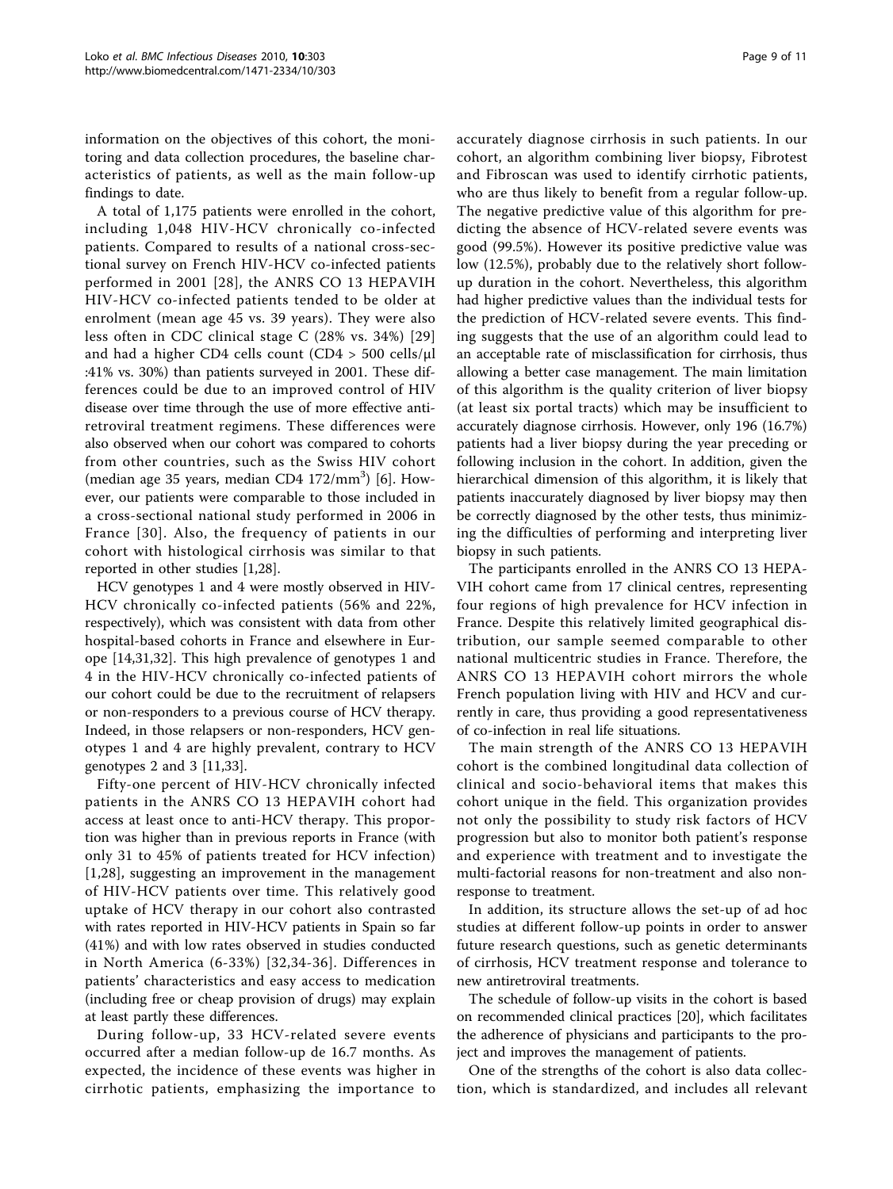information on the objectives of this cohort, the monitoring and data collection procedures, the baseline characteristics of patients, as well as the main follow-up findings to date.

A total of 1,175 patients were enrolled in the cohort, including 1,048 HIV-HCV chronically co-infected patients. Compared to results of a national cross-sectional survey on French HIV-HCV co-infected patients performed in 2001 [28], the ANRS CO 13 HEPAVIH HIV-HCV co-infected patients tended to be older at enrolment (mean age 45 vs. 39 years). They were also less often in CDC clinical stage C (28% vs. 34%) [29] and had a higher CD4 cells count (CD4 > 500 cells/μl :41% vs. 30%) than patients surveyed in 2001. These differences could be due to an improved control of HIV disease over time through the use of more effective antiretroviral treatment regimens. These differences were also observed when our cohort was compared to cohorts from other countries, such as the Swiss HIV cohort (median age 35 years, median CD4 172/mm$^3$) [6]. However, our patients were comparable to those included in a cross-sectional national study performed in 2006 in France [30]. Also, the frequency of patients in our cohort with histological cirrhosis was similar to that reported in other studies [1,28].

HCV genotypes 1 and 4 were mostly observed in HIV-HCV chronically co-infected patients (56% and 22%, respectively), which was consistent with data from other hospital-based cohorts in France and elsewhere in Europe [14,31,32]. This high prevalence of genotypes 1 and 4 in the HIV-HCV chronically co-infected patients of our cohort could be due to the recruitment of relapsers or non-responders to a previous course of HCV therapy. Indeed, in those relapsers or non-responders, HCV genotypes 1 and 4 are highly prevalent, contrary to HCV genotypes 2 and 3 [11,33].

Fifty-one percent of HIV-HCV chronically infected patients in the ANRS CO 13 HEPAVIH cohort had access at least once to anti-HCV therapy. This proportion was higher than in previous reports in France (with only 31 to 45% of patients treated for HCV infection) [1,28], suggesting an improvement in the management of HIV-HCV patients over time. This relatively good uptake of HCV therapy in our cohort also contrasted with rates reported in HIV-HCV patients in Spain so far (41%) and with low rates observed in studies conducted in North America (6-33%) [32,34-36]. Differences in patients' characteristics and easy access to medication (including free or cheap provision of drugs) may explain at least partly these differences.

During follow-up, 33 HCV-related severe events occurred after a median follow-up de 16.7 months. As expected, the incidence of these events was higher in cirrhotic patients, emphasizing the importance to accurately diagnose cirrhosis in such patients. In our cohort, an algorithm combining liver biopsy, Fibrotest and Fibroscan was used to identify cirrhotic patients, who are thus likely to benefit from a regular follow-up. The negative predictive value of this algorithm for predicting the absence of HCV-related severe events was good (99.5%). However its positive predictive value was low (12.5%), probably due to the relatively short follow-up duration in the cohort. Nevertheless, this algorithm had higher predictive values than the individual tests for the prediction of HCV-related severe events. This finding suggests that the use of an algorithm could lead to an acceptable rate of misclassification for cirrhosis, thus allowing a better case management. The main limitation of this algorithm is the quality criterion of liver biopsy (at least six portal tracts) which may be insufficient to accurately diagnose cirrhosis. However, only 196 (16.7%) patients had a liver biopsy during the year preceding or following inclusion in the cohort. In addition, given the hierarchical dimension of this algorithm, it is likely that patients inaccurately diagnosed by liver biopsy may then be correctly diagnosed by the other tests, thus minimizing the difficulties of performing and interpreting liver biopsy in such patients.

The participants enrolled in the ANRS CO 13 HEPAVIH cohort came from 17 clinical centres, representing four regions of high prevalence for HCV infection in France. Despite this relatively limited geographical distribution, our sample seemed comparable to other national multicentric studies in France. Therefore, the ANRS CO 13 HEPAVIH cohort mirrors the whole French population living with HIV and HCV and currently in care, thus providing a good representativeness of co-infection in real life situations.

The main strength of the ANRS CO 13 HEPAVIH cohort is the combined longitudinal data collection of clinical and socio-behavioral items that makes this cohort unique in the field. This organization provides not only the possibility to study risk factors of HCV progression but also to monitor both patient's response and experience with treatment and to investigate the multi-factorial reasons for non-treatment and also non-response to treatment.

In addition, its structure allows the set-up of ad hoc studies at different follow-up points in order to answer future research questions, such as genetic determinants of cirrhosis, HCV treatment response and tolerance to new antiretroviral treatments.

The schedule of follow-up visits in the cohort is based on recommended clinical practices [20], which facilitates the adherence of physicians and participants to the project and improves the management of patients.

One of the strengths of the cohort is also data collection, which is standardized, and includes all relevant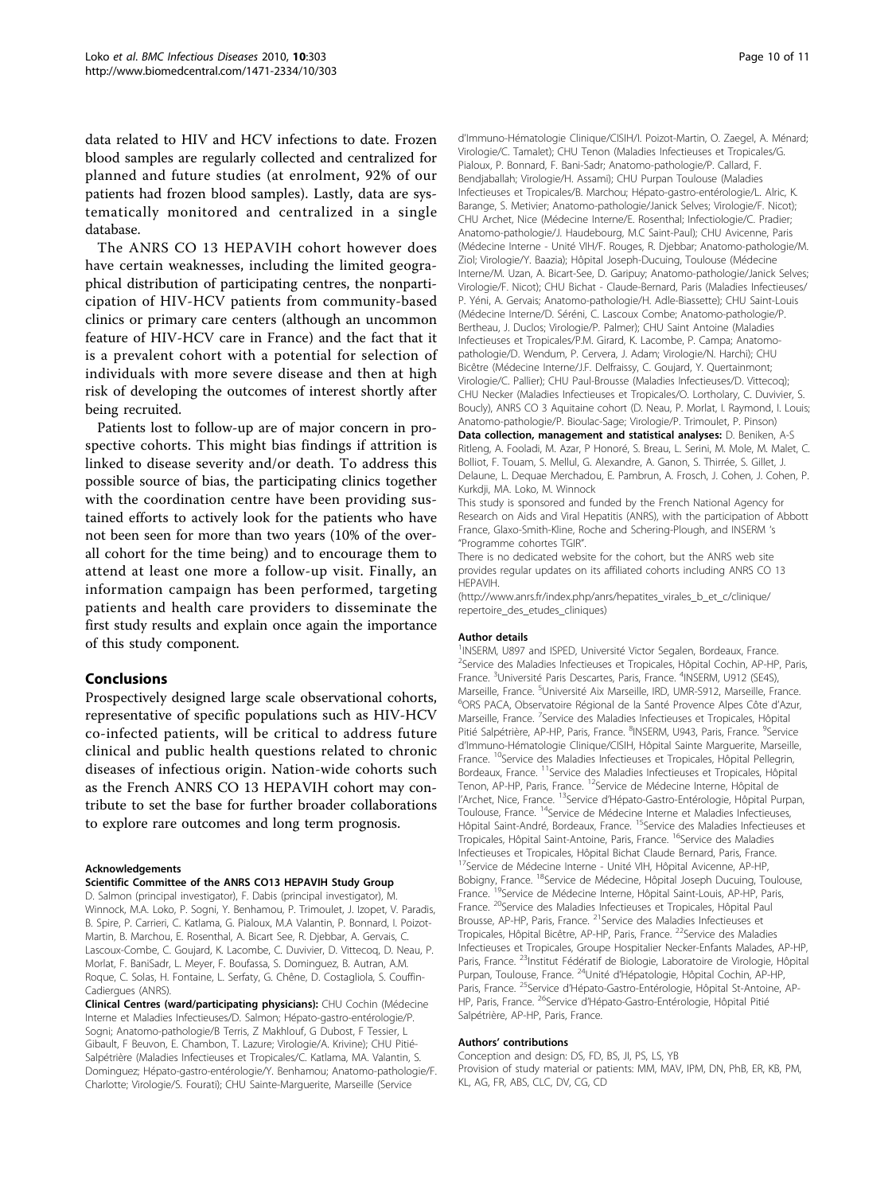data related to HIV and HCV infections to date. Frozen blood samples are regularly collected and centralized for planned and future studies (at enrolment, 92% of our patients had frozen blood samples). Lastly, data are systematically monitored and centralized in a single database.

The ANRS CO 13 HEPAVIH cohort however does have certain weaknesses, including the limited geographical distribution of participating centres, the nonparticipation of HIV-HCV patients from community-based clinics or primary care centers (although an uncommon feature of HIV-HCV care in France) and the fact that it is a prevalent cohort with a potential for selection of individuals with more severe disease and then at high risk of developing the outcomes of interest shortly after being recruited.

Patients lost to follow-up are of major concern in prospective cohorts. This might bias findings if attrition is linked to disease severity and/or death. To address this possible source of bias, the participating clinics together with the coordination centre have been providing sustained efforts to actively look for the patients who have not been seen for more than two years (10% of the overall cohort for the time being) and to encourage them to attend at least one more a follow-up visit. Finally, an information campaign has been performed, targeting patients and health care providers to disseminate the first study results and explain once again the importance of this study component.

## Conclusions

Prospectively designed large scale observational cohorts, representative of specific populations such as HIV-HCV co-infected patients, will be critical to address future clinical and public health questions related to chronic diseases of infectious origin. Nation-wide cohorts such as the French ANRS CO 13 HEPAVIH cohort may contribute to set the base for further broader collaborations to explore rare outcomes and long term prognosis.

#### Acknowledgements

**Scientific Committee of the ANRS CO13 HEPAVIH Study Group**

D. Salmon (principal investigator), F. Dabis (principal investigator), M. Winnock, M.A. Loko, P. Sogni, Y. Benhamou, P. Trimoulet, J. Izopet, V. Paradis, B. Spire, P. Carrieri, C. Katlama, G. Pialoux, M.A Valantin, P. Bonnard, I. Poizot-Martin, B. Marchou, E. Rosenthal, A. Bicart See, R. Djebbar, A. Gervais, C. Lascoux-Combe, C. Goujard, K. Lacombe, C. Duvivier, D. Vittecoq, D. Neau, P. Morlat, F. BaniSadr, L. Meyer, F. Boufassa, S. Dominguez, B. Autran, A.M. Roque, C. Solas, H. Fontaine, L. Serfaty, G. Chêne, D. Costagliola, S. Couffin-Cadiergues (ANRS).

**Clinical Centres (ward/participating physicians):** CHU Cochin (Médecine Interne et Maladies Infectieuses/D. Salmon; Hépato-gastro-entérologie/P. Sogni; Anatomo-pathologie/B Terris, Z Makhlouf, G Dubost, F Tessier, L Gibault, F Beuvon, E. Chambon, T. Lazure; Virologie/A. Krivine); CHU Pitié-Salpétrière (Maladies Infectieuses et Tropicales/C. Katlama, MA. Valantin, S. Dominguez; Hépato-gastro-entérologie/Y. Benhamou; Anatomo-pathologie/F. Charlotte; Virologie/S. Fourati); CHU Sainte-Marguerite, Marseille (Service d'Immuno-Hématologie Clinique/CISIH/I. Poizot-Martin, O. Zaegel, A. Ménard; Virologie/C. Tamalet); CHU Tenon (Maladies Infectieuses et Tropicales/G. Pialoux, P. Bonnard, F. Bani-Sadr; Anatomo-pathologie/P. Callard, F. Bendjaballah; Virologie/H. Assami); CHU Purpan Toulouse (Maladies Infectieuses et Tropicales/B. Marchou; Hépato-gastro-entérologie/L. Alric, K. Barange, S. Metivier; Anatomo-pathologie/Janick Selves; Virologie/F. Nicot); CHU Archet, Nice (Médecine Interne/E. Rosenthal; Infectiologie/C. Pradier; Anatomo-pathologie/J. Haudebourg, M.C Saint-Paul); CHU Avicenne, Paris (Médecine Interne - Unité VIH/F. Rouges, R. Djebbar; Anatomo-pathologie/M. Ziol; Virologie/Y. Baazia); Hôpital Joseph-Ducuing, Toulouse (Médecine Interne/M. Uzan, A. Bicart-See, D. Garipuy; Anatomo-pathologie/Janick Selves; Virologie/F. Nicot); CHU Bichat - Claude-Bernard, Paris (Maladies Infectieuses/P. Yéni, A. Gervais; Anatomo-pathologie/H. Adle-Biassette); CHU Saint-Louis (Médecine Interne/D. Séréni, C. Lascoux Combe; Anatomo-pathologie/P. Bertheau, J. Duclos; Virologie/P. Palmer); CHU Saint Antoine (Maladies Infectieuses et Tropicales/P.M. Girard, K. Lacombe, P. Campa; Anatomo-pathologie/D. Wendum, P. Cervera, J. Adam; Virologie/N. Harchi); CHU Bicêtre (Médecine Interne/J.F. Delfraissy, C. Goujard, Y. Quertainmont; Virologie/C. Pallier); CHU Paul-Brousse (Maladies Infectieuses/D. Vittecoq); CHU Necker (Maladies Infectieuses et Tropicales/O. Lortholary, C. Duvivier, S. Boucly), ANRS CO 3 Aquitaine cohort (D. Neau, P. Morlat, I. Raymond, I. Louis; Anatomo-pathologie/P. Bioulac-Sage; Virologie/P. Trimoulet, P. Pinson)

**Data collection, management and statistical analyses:** D. Beniken, A-S Ritleng, A. Fooladi, M. Azar, P Honoré, S. Breau, L. Serini, M. Mole, M. Malet, C. Bolliot, F. Touam, S. Mellul, G. Alexandre, A. Ganon, S. Thirrée, S. Gillet, J. Delaune, L. Dequae Merchadou, E. Pambrun, A. Frosch, J. Cohen, J. Cohen, P. Kurkdji, MA. Loko, M. Winnock

This study is sponsored and funded by the French National Agency for Research on Aids and Viral Hepatitis (ANRS), with the participation of Abbott France, Glaxo-Smith-Kline, Roche and Schering-Plough, and INSERM 's "Programme cohortes TGIR".

There is no dedicated website for the cohort, but the ANRS web site provides regular updates on its affiliated cohorts including ANRS CO 13 HEPAVIH.

(http://www.anrs.fr/index.php/anrs/hepatites_virales_b_et_c/clinique/repertoire_des_etudes_cliniques)

#### Author details

[1]INSERM, U897 and ISPED, Université Victor Segalen, Bordeaux, France. [2]Service des Maladies Infectieuses et Tropicales, Hôpital Cochin, AP-HP, Paris, France. [3]Université Paris Descartes, Paris, France. [4]INSERM, U912 (SE4S), Marseille, France. [5]Université Aix Marseille, IRD, UMR-S912, Marseille, France. [6]ORS PACA, Observatoire Régional de la Santé Provence Alpes Côte d'Azur, Marseille, France. [7]Service des Maladies Infectieuses et Tropicales, Hôpital Pitié Salpétrière, AP-HP, Paris, France. [8]INSERM, U943, Paris, France. [9]Service d'Immuno-Hématologie Clinique/CISIH, Hôpital Sainte Marguerite, Marseille, France. [10]Service des Maladies Infectieuses et Tropicales, Hôpital Pellegrin, Bordeaux, France. [11]Service des Maladies Infectieuses et Tropicales, Hôpital Tenon, AP-HP, Paris, France. [12]Service de Médecine Interne, Hôpital de l'Archet, Nice, France. [13]Service d'Hépato-Gastro-Entérologie, Hôpital Purpan, Toulouse, France. [14]Service de Médecine Interne et Maladies Infectieuses, Hôpital Saint-André, Bordeaux, France. [15]Service des Maladies Infectieuses et Tropicales, Hôpital Saint-Antoine, Paris, France. [16]Service des Maladies Infectieuses et Tropicales, Hôpital Bichat Claude Bernard, Paris, France. [17]Service de Médecine Interne - Unité VIH, Hôpital Avicenne, AP-HP, Bobigny, France. [18]Service de Médecine, Hôpital Joseph Ducuing, Toulouse, France. [19]Service de Médecine Interne, Hôpital Saint-Louis, AP-HP, Paris, France. [20]Service des Maladies Infectieuses et Tropicales, Hôpital Paul Brousse, AP-HP, Paris, France. [21]Service des Maladies Infectieuses et Tropicales, Hôpital Bicêtre, AP-HP, Paris, France. [22]Service des Maladies Infectieuses et Tropicales, Groupe Hospitalier Necker-Enfants Malades, AP-HP, Paris, France. [23]Institut Fédératif de Biologie, Laboratoire de Virologie, Hôpital Purpan, Toulouse, France. [24]Unité d'Hépatologie, Hôpital Cochin, AP-HP, Paris, France. [25]Service d'Hépato-Gastro-Entérologie, Hôpital St-Antoine, AP-HP, Paris, France. [26]Service d'Hépato-Gastro-Entérologie, Hôpital Pitié Salpétrière, AP-HP, Paris, France.

#### Authors' contributions

Conception and design: DS, FD, BS, JI, PS, LS, YB

Provision of study material or patients: MM, MAV, IPM, DN, PhB, ER, KB, PM, KL, AG, FR, ABS, CLC, DV, CG, CD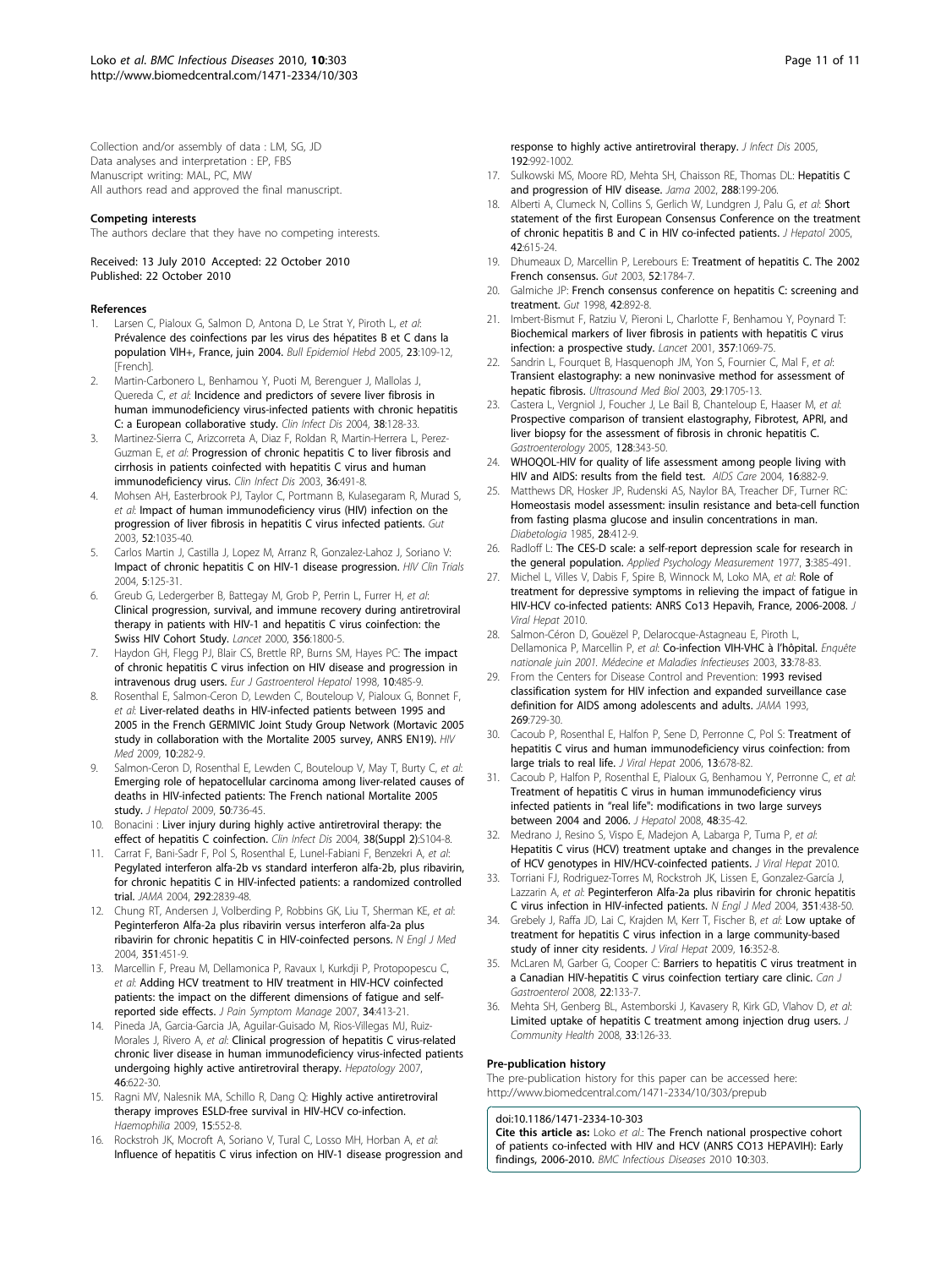Collection and/or assembly of data : LM, SG, JD
Data analyses and interpretation : EP, FBS
Manuscript writing: MAL, PC, MW
All authors read and approved the final manuscript.

#### Competing interests

The authors declare that they have no competing interests.

Received: 13 July 2010 Accepted: 22 October 2010
Published: 22 October 2010

#### References

1. Larsen C, Pialoux G, Salmon D, Antona D, Le Strat Y, Piroth L, *et al*: **Prévalence des coinfections par les virus des hépatites B et C dans la population VIH+, France, juin 2004.** *Bull Epidemiol Hebd* 2005, **23**:109-12, [French].
2. Martin-Carbonero L, Benhamou Y, Puoti M, Berenguer J, Mallolas J, Quereda C, *et al*: **Incidence and predictors of severe liver fibrosis in human immunodeficiency virus-infected patients with chronic hepatitis C: a European collaborative study.** *Clin Infect Dis* 2004, **38**:128-33.
3. Martinez-Sierra C, Arizcorreta A, Diaz F, Roldan R, Martin-Herrera L, Perez-Guzman E, *et al*: **Progression of chronic hepatitis C to liver fibrosis and cirrhosis in patients coinfected with hepatitis C virus and human immunodeficiency virus.** *Clin Infect Dis* 2003, **36**:491-8.
4. Mohsen AH, Easterbrook PJ, Taylor C, Portmann B, Kulasegaram R, Murad S, *et al*: **Impact of human immunodeficiency virus (HIV) infection on the progression of liver fibrosis in hepatitis C virus infected patients.** *Gut* 2003, **52**:1035-40.
5. Carlos Martin J, Castilla J, Lopez M, Arranz R, Gonzalez-Lahoz J, Soriano V: **Impact of chronic hepatitis C on HIV-1 disease progression.** *HIV Clin Trials* 2004, **5**:125-31.
6. Greub G, Ledergerber B, Battegay M, Grob P, Perrin L, Furrer H, *et al*: **Clinical progression, survival, and immune recovery during antiretroviral therapy in patients with HIV-1 and hepatitis C virus coinfection: the Swiss HIV Cohort Study.** *Lancet* 2000, **356**:1800-5.
7. Haydon GH, Flegg PJ, Blair CS, Brettle RP, Burns SM, Hayes PC: **The impact of chronic hepatitis C virus infection on HIV disease and progression in intravenous drug users.** *Eur J Gastroenterol Hepatol* 1998, **10**:485-9.
8. Rosenthal E, Salmon-Ceron D, Lewden C, Bouteloup V, Pialoux G, Bonnet F, *et al*: **Liver-related deaths in HIV-infected patients between 1995 and 2005 in the French GERMIVIC Joint Study Group Network (Mortavic 2005 study in collaboration with the Mortalite 2005 survey, ANRS EN19).** *HIV Med* 2009, **10**:282-9.
9. Salmon-Ceron D, Rosenthal E, Lewden C, Bouteloup V, May T, Burty C, *et al*: **Emerging role of hepatocellular carcinoma among liver-related causes of deaths in HIV-infected patients: The French national Mortalite 2005 study.** *J Hepatol* 2009, **50**:736-45.
10. Bonacini : **Liver injury during highly active antiretroviral therapy: the effect of hepatitis C coinfection.** *Clin Infect Dis* 2004, **38(Suppl 2)**:S104-8.
11. Carrat F, Bani-Sadr F, Pol S, Rosenthal E, Lunel-Fabiani F, Benzekri A, *et al*: **Pegylated interferon alfa-2b vs standard interferon alfa-2b, plus ribavirin, for chronic hepatitis C in HIV-infected patients: a randomized controlled trial.** *JAMA* 2004, **292**:2839-48.
12. Chung RT, Andersen J, Volberding P, Robbins GK, Liu T, Sherman KE, *et al*: **Peginterferon Alfa-2a plus ribavirin versus interferon alfa-2a plus ribavirin for chronic hepatitis C in HIV-coinfected persons.** *N Engl J Med* 2004, **351**:451-9.
13. Marcellin F, Preau M, Dellamonica P, Ravaux I, Kurkdji P, Protopopescu C, *et al*: **Adding HCV treatment to HIV treatment in HIV-HCV coinfected patients: the impact on the different dimensions of fatigue and self-reported side effects.** *J Pain Symptom Manage* 2007, **34**:413-21.
14. Pineda JA, Garcia-Garcia JA, Aguilar-Guisado M, Rios-Villegas MJ, Ruiz-Morales J, Rivero A, *et al*: **Clinical progression of hepatitis C virus-related chronic liver disease in human immunodeficiency virus-infected patients undergoing highly active antiretroviral therapy.** *Hepatology* 2007, **46**:622-30.
15. Ragni MV, Nalesnik MA, Schillo R, Dang Q: **Highly active antiretroviral therapy improves ESLD-free survival in HIV-HCV co-infection.** *Haemophilia* 2009, **15**:552-8.
16. Rockstroh JK, Mocroft A, Soriano V, Tural C, Losso MH, Horban A, *et al*: **Influence of hepatitis C virus infection on HIV-1 disease progression and response to highly active antiretroviral therapy.** *J Infect Dis* 2005, **192**:992-1002.
17. Sulkowski MS, Moore RD, Mehta SH, Chaisson RE, Thomas DL: **Hepatitis C and progression of HIV disease.** *Jama* 2002, **288**:199-206.
18. Alberti A, Clumeck N, Collins S, Gerlich W, Lundgren J, Palu G, *et al*: **Short statement of the first European Consensus Conference on the treatment of chronic hepatitis B and C in HIV co-infected patients.** *J Hepatol* 2005, **42**:615-24.
19. Dhumeaux D, Marcellin P, Lerebours E: **Treatment of hepatitis C. The 2002 French consensus.** *Gut* 2003, **52**:1784-7.
20. Galmiche JP: **French consensus conference on hepatitis C: screening and treatment.** *Gut* 1998, **42**:892-8.
21. Imbert-Bismut F, Ratziu V, Pieroni L, Charlotte F, Benhamou Y, Poynard T: **Biochemical markers of liver fibrosis in patients with hepatitis C virus infection: a prospective study.** *Lancet* 2001, **357**:1069-75.
22. Sandrin L, Fourquet B, Hasquenoph JM, Yon S, Fournier C, Mal F, *et al*: **Transient elastography: a new noninvasive method for assessment of hepatic fibrosis.** *Ultrasound Med Biol* 2003, **29**:1705-13.
23. Castera L, Vergniol J, Foucher J, Le Bail B, Chanteloup E, Haaser M, *et al*: **Prospective comparison of transient elastography, Fibrotest, APRI, and liver biopsy for the assessment of fibrosis in chronic hepatitis C.** *Gastroenterology* 2005, **128**:343-50.
24. **WHOQOL-HIV for quality of life assessment among people living with HIV and AIDS: results from the field test.** *AIDS Care* 2004, **16**:882-9.
25. Matthews DR, Hosker JP, Rudenski AS, Naylor BA, Treacher DF, Turner RC: **Homeostasis model assessment: insulin resistance and beta-cell function from fasting plasma glucose and insulin concentrations in man.** *Diabetologia* 1985, **28**:412-9.
26. Radloff L: **The CES-D scale: a self-report depression scale for research in the general population.** *Applied Psychology Measurement* 1977, **3**:385-491.
27. Michel L, Villes V, Dabis F, Spire B, Winnock M, Loko MA, *et al*: **Role of treatment for depressive symptoms in relieving the impact of fatigue in HIV-HCV co-infected patients: ANRS Co13 Hepavih, France, 2006-2008.** *J Viral Hepat* 2010.
28. Salmon-Céron D, Gouëzel P, Delarocque-Astagneau E, Piroth L, Dellamonica P, Marcellin P, *et al*: **Co-infection VIH-VHC à l'hôpital.** *Enquête nationale juin 2001. Médecine et Maladies Infectieuses* 2003, **33**:78-83.
29. From the Centers for Disease Control and Prevention: **1993 revised classification system for HIV infection and expanded surveillance case definition for AIDS among adolescents and adults.** *JAMA* 1993, **269**:729-30.
30. Cacoub P, Rosenthal E, Halfon P, Sene D, Perronne C, Pol S: **Treatment of hepatitis C virus and human immunodeficiency virus coinfection: from large trials to real life.** *J Viral Hepat* 2006, **13**:678-82.
31. Cacoub P, Halfon P, Rosenthal E, Pialoux G, Benhamou Y, Perronne C, *et al*: **Treatment of hepatitis C virus in human immunodeficiency virus infected patients in "real life": modifications in two large surveys between 2004 and 2006.** *J Hepatol* 2008, **48**:35-42.
32. Medrano J, Resino S, Vispo E, Madejon A, Labarga P, Tuma P, *et al*: **Hepatitis C virus (HCV) treatment uptake and changes in the prevalence of HCV genotypes in HIV/HCV-coinfected patients.** *J Viral Hepat* 2010.
33. Torriani FJ, Rodriguez-Torres M, Rockstroh JK, Lissen E, Gonzalez-García J, Lazzarin A, *et al*: **Peginterferon Alfa-2a plus ribavirin for chronic hepatitis C virus infection in HIV-infected patients.** *N Engl J Med* 2004, **351**:438-50.
34. Grebely J, Raffa JD, Lai C, Krajden M, Kerr T, Fischer B, *et al*: **Low uptake of treatment for hepatitis C virus infection in a large community-based study of inner city residents.** *J Viral Hepat* 2009, **16**:352-8.
35. McLaren M, Garber G, Cooper C: **Barriers to hepatitis C virus treatment in a Canadian HIV-hepatitis C virus coinfection tertiary care clinic.** *Can J Gastroenterol* 2008, **22**:133-7.
36. Mehta SH, Genberg BL, Astemborski J, Kavasery R, Kirk GD, Vlahov D, *et al*: **Limited uptake of hepatitis C treatment among injection drug users.** *J Community Health* 2008, **33**:126-33.

#### Pre-publication history

The pre-publication history for this paper can be accessed here:
http://www.biomedcentral.com/1471-2334/10/303/prepub

doi:10.1186/1471-2334-10-303

**Cite this article as:** Loko *et al.*: The French national prospective cohort of patients co-infected with HIV and HCV (ANRS CO13 HEPAVIH): Early findings, 2006-2010. *BMC Infectious Diseases* 2010 **10**:303.